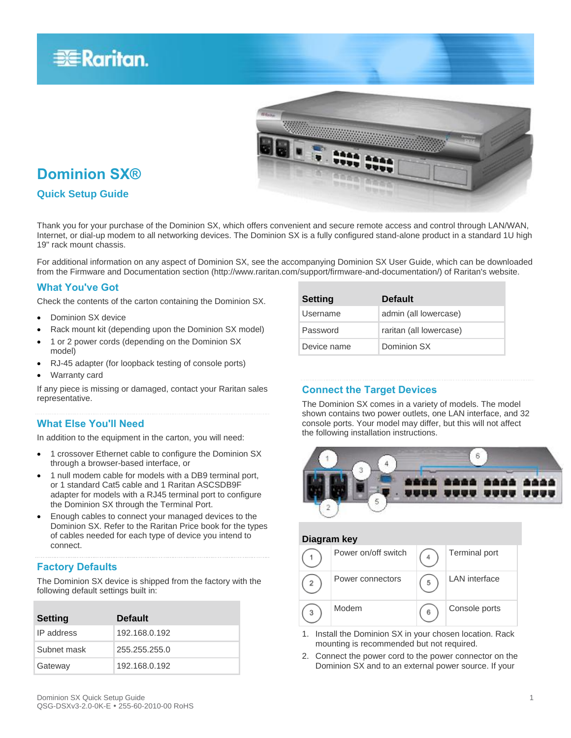# Dominion SX®

## Quick Setup Guide

Thank you for your purchase of the Dominion SX, which offers convenient and secure remote access and control through LAN/WAN, Internet, or dial-up modem to all networking devices. The Dominion SX is a fully configured stand-alone product in a standard 1U high 19" rack mount chassis.

For additional information on any aspect of Dominion SX, see the accompanying Dominion SX User Guide, which can be downloaded from the Firmware and Documentation section (http://www.raritan.com/support/firmware-and-documentation/) of Raritan's website.

## What You've Got

Check the contents of the carton containing the Dominion SX.

- Dominion SX device
- Rack mount kit (depending upon the Dominion SX model)
- 1 or 2 power cords (depending on the Dominion SX model)
- RJ-45 adapter (for loopback testing of console ports)
- Warranty card

If any piece is missing or damaged, contact your Raritan sales representative.

## What Else You'll Need

In addition to the equipment in the carton, you will need:

- 1 crossover Ethernet cable to configure the Dominion SX through a browser-based interface, or
- 1 null modem cable for models with a DB9 terminal port, or 1 standard Cat5 cable and 1 Raritan ASCSDB9F adapter for models with a RJ45 terminal port to configure the Dominion SX through the Terminal Port.
- Enough cables to connect your managed devices to the Dominion SX. Refer to the Raritan Price book for the types of cables needed for each type of device you intend to connect.

## Factory Defaults

The Dominion SX device is shipped from the factory with the following default settings built in:

| Setting | Default |
|---|---|
| IP address | 192.168.0.192 |
| Subnet mask | 255.255.255.0 |
| Gateway | 192.168.0.192 |
| Username | admin (all lowercase) |
| Password | raritan (all lowercase) |
| Device name | Dominion SX |

## Connect the Target Devices

The Dominion SX comes in a variety of models. The model shown contains two power outlets, one LAN interface, and 32 console ports. Your model may differ, but this will not affect the following installation instructions.

**Diagram key**

| | | | |
|---|---|---|---|
| 1 | Power on/off switch | 4 | Terminal port |
| 2 | Power connectors | 5 | LAN interface |
| 3 | Modem | 6 | Console ports |

1. Install the Dominion SX in your chosen location. Rack mounting is recommended but not required.
2. Connect the power cord to the power connector on the Dominion SX and to an external power source. If your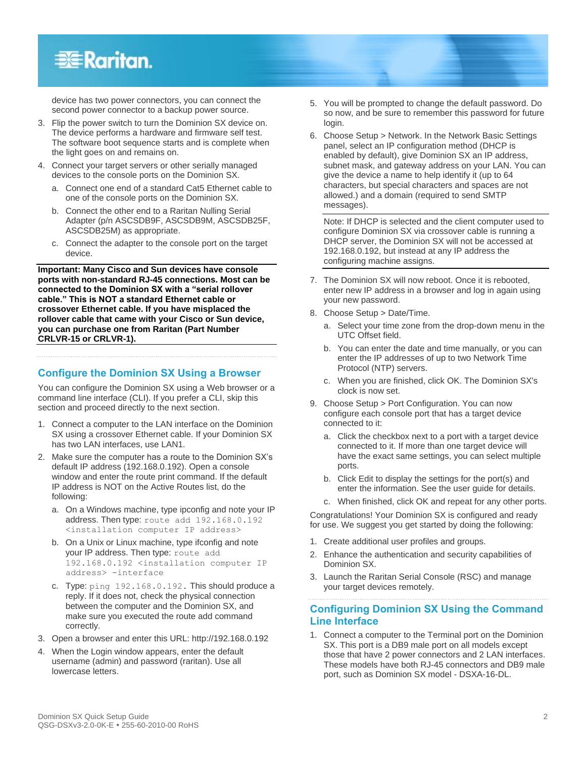device has two power connectors, you can connect the second power connector to a backup power source.

3. Flip the power switch to turn the Dominion SX device on. The device performs a hardware and firmware self test. The software boot sequence starts and is complete when the light goes on and remains on.
4. Connect your target servers or other serially managed devices to the console ports on the Dominion SX.
   a. Connect one end of a standard Cat5 Ethernet cable to one of the console ports on the Dominion SX.
   b. Connect the other end to a Raritan Nulling Serial Adapter (p/n ASCSDB9F, ASCSDB9M, ASCSDB25F, ASCSDB25M) as appropriate.
   c. Connect the adapter to the console port on the target device.

**Important: Many Cisco and Sun devices have console ports with non-standard RJ-45 connections. Most can be connected to the Dominion SX with a “serial rollover cable.” This is NOT a standard Ethernet cable or crossover Ethernet cable. If you have misplaced the rollover cable that came with your Cisco or Sun device, you can purchase one from Raritan (Part Number CRLVR-15 or CRLVR-1).**

## Configure the Dominion SX Using a Browser

You can configure the Dominion SX using a Web browser or a command line interface (CLI). If you prefer a CLI, skip this section and proceed directly to the next section.

1. Connect a computer to the LAN interface on the Dominion SX using a crossover Ethernet cable. If your Dominion SX has two LAN interfaces, use LAN1.
2. Make sure the computer has a route to the Dominion SX's default IP address (192.168.0.192). Open a console window and enter the route print command. If the default IP address is NOT on the Active Routes list, do the following:
   a. On a Windows machine, type ipconfig and note your IP address. Then type: `route add 192.168.0.192 <installation computer IP address>`
   b. On a Unix or Linux machine, type ifconfig and note your IP address. Then type: `route add 192.168.0.192 <installation computer IP address> -interface`
   c. Type: `ping 192.168.0.192.` This should produce a reply. If it does not, check the physical connection between the computer and the Dominion SX, and make sure you executed the route add command correctly.
3. Open a browser and enter this URL: http://192.168.0.192
4. When the Login window appears, enter the default username (admin) and password (raritan). Use all lowercase letters.
5. You will be prompted to change the default password. Do so now, and be sure to remember this password for future login.
6. Choose Setup > Network. In the Network Basic Settings panel, select an IP configuration method (DHCP is enabled by default), give Dominion SX an IP address, subnet mask, and gateway address on your LAN. You can give the device a name to help identify it (up to 64 characters, but special characters and spaces are not allowed.) and a domain (required to send SMTP messages).

   Note: If DHCP is selected and the client computer used to configure Dominion SX via crossover cable is running a DHCP server, the Dominion SX will not be accessed at 192.168.0.192, but instead at any IP address the configuring machine assigns.

7. The Dominion SX will now reboot. Once it is rebooted, enter new IP address in a browser and log in again using your new password.
8. Choose Setup > Date/Time.
   a. Select your time zone from the drop-down menu in the UTC Offset field.
   b. You can enter the date and time manually, or you can enter the IP addresses of up to two Network Time Protocol (NTP) servers.
   c. When you are finished, click OK. The Dominion SX's clock is now set.
9. Choose Setup > Port Configuration. You can now configure each console port that has a target device connected to it:
   a. Click the checkbox next to a port with a target device connected to it. If more than one target device will have the exact same settings, you can select multiple ports.
   b. Click Edit to display the settings for the port(s) and enter the information. See the user guide for details.
   c. When finished, click OK and repeat for any other ports.

Congratulations! Your Dominion SX is configured and ready for use. We suggest you get started by doing the following:

1. Create additional user profiles and groups.
2. Enhance the authentication and security capabilities of Dominion SX.
3. Launch the Raritan Serial Console (RSC) and manage your target devices remotely.

## Configuring Dominion SX Using the Command Line Interface

1. Connect a computer to the Terminal port on the Dominion SX. This port is a DB9 male port on all models except those that have 2 power connectors and 2 LAN interfaces. These models have both RJ-45 connectors and DB9 male port, such as Dominion SX model - DSXA-16-DL.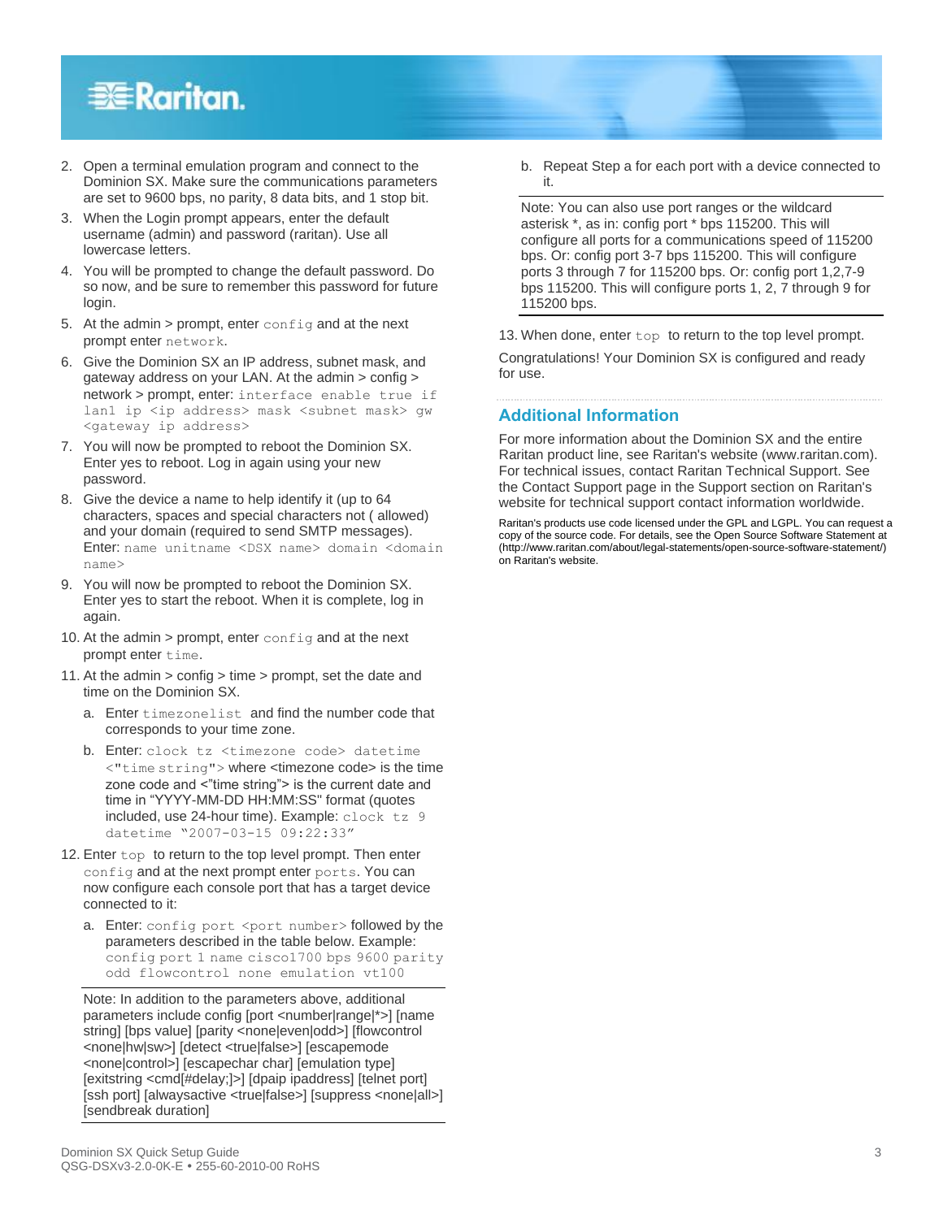2. Open a terminal emulation program and connect to the Dominion SX. Make sure the communications parameters are set to 9600 bps, no parity, 8 data bits, and 1 stop bit.
3. When the Login prompt appears, enter the default username (admin) and password (raritan). Use all lowercase letters.
4. You will be prompted to change the default password. Do so now, and be sure to remember this password for future login.
5. At the admin > prompt, enter `config` and at the next prompt enter `network`.
6. Give the Dominion SX an IP address, subnet mask, and gateway address on your LAN. At the admin > config > network > prompt, enter: `interface enable true if lan1 ip <ip address> mask <subnet mask> gw <gateway ip address>`
7. You will now be prompted to reboot the Dominion SX. Enter yes to reboot. Log in again using your new password.
8. Give the device a name to help identify it (up to 64 characters, spaces and special characters not ( allowed) and your domain (required to send SMTP messages). Enter: `name unitname <DSX name> domain <domain name>`
9. You will now be prompted to reboot the Dominion SX. Enter yes to start the reboot. When it is complete, log in again.
10. At the admin > prompt, enter `config` and at the next prompt enter `time`.
11. At the admin > config > time > prompt, set the date and time on the Dominion SX.
    a. Enter `timezonelist` and find the number code that corresponds to your time zone.
    b. Enter: `clock tz <timezone code> datetime <"time string">` where <timezone code> is the time zone code and <"time string"> is the current date and time in "YYYY-MM-DD HH:MM:SS" format (quotes included, use 24-hour time). Example: `clock tz 9 datetime "2007-03-15 09:22:33"`
12. Enter `top` to return to the top level prompt. Then enter `config` and at the next prompt enter `ports`. You can now configure each console port that has a target device connected to it:
    a. Enter: `config port <port number>` followed by the parameters described in the table below. Example: `config port 1 name cisco1700 bps 9600 parity odd flowcontrol none emulation vt100`

    Note: In addition to the parameters above, additional parameters include config [port <number|range|*>] [name string] [bps value] [parity <none|even|odd>] [flowcontrol <none|hw|sw>] [detect <true|false>] [escapemode <none|control>] [escapechar char] [emulation type] [exitstring <cmd[#delay;]>] [dpaip ipaddress] [telnet port] [ssh port] [alwaysactive <true|false>] [suppress <none|all>] [sendbreak duration]

    b. Repeat Step a for each port with a device connected to it.

    Note: You can also use port ranges or the wildcard asterisk *, as in: config port * bps 115200. This will configure all ports for a communications speed of 115200 bps. Or: config port 3-7 bps 115200. This will configure ports 3 through 7 for 115200 bps. Or: config port 1,2,7-9 bps 115200. This will configure ports 1, 2, 7 through 9 for 115200 bps.

13. When done, enter `top` to return to the top level prompt.

Congratulations! Your Dominion SX is configured and ready for use.

## Additional Information

For more information about the Dominion SX and the entire Raritan product line, see Raritan's website (www.raritan.com). For technical issues, contact Raritan Technical Support. See the Contact Support page in the Support section on Raritan's website for technical support contact information worldwide.

Raritan's products use code licensed under the GPL and LGPL. You can request a copy of the source code. For details, see the Open Source Software Statement at (http://www.raritan.com/about/legal-statements/open-source-software-statement/) on Raritan's website.